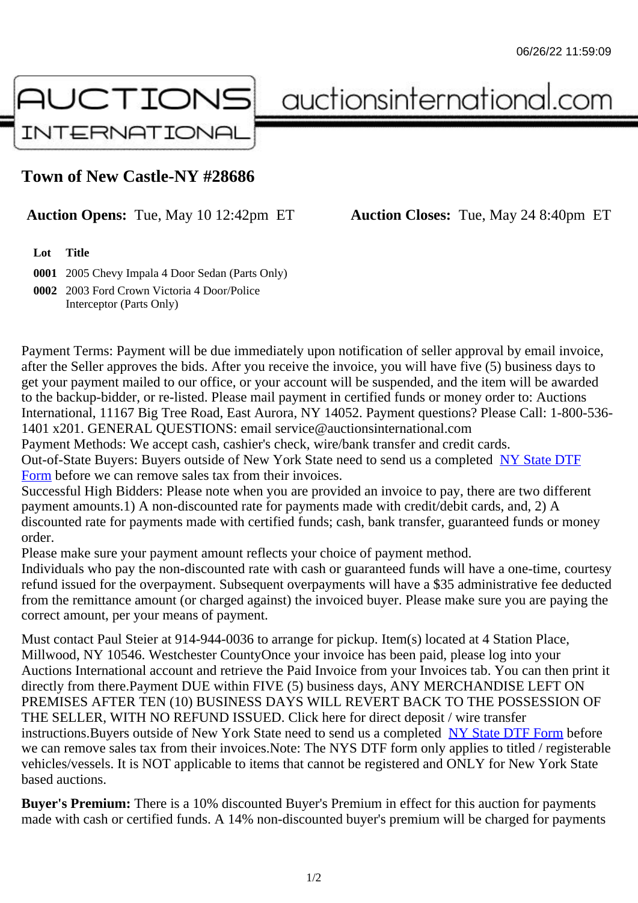06/26/22 11:59:09

# AUCTIONS INTERNATIONAL

auctionsinternational.com

## Town of New Castle-NY #28686

**Auction Opens:** Tue, May 10 12:42pm ET **Auction Closes:** Tue, May 24 8:40pm ET

| Lot | Title |
|---|---|
| **0001** | 2005 Chevy Impala 4 Door Sedan (Parts Only) |
| **0002** | 2003 Ford Crown Victoria 4 Door/Police Interceptor (Parts Only) |

Payment Terms: Payment will be due immediately upon notification of seller approval by email invoice, after the Seller approves the bids. After you receive the invoice, you will have five (5) business days to get your payment mailed to our office, or your account will be suspended, and the item will be awarded to the backup-bidder, or re-listed. Please mail payment in certified funds or money order to: Auctions International, 11167 Big Tree Road, East Aurora, NY 14052. Payment questions? Please Call: 1-800-536-1401 x201. GENERAL QUESTIONS: email service@auctionsinternational.com
Payment Methods: We accept cash, cashier's check, wire/bank transfer and credit cards.
Out-of-State Buyers: Buyers outside of New York State need to send us a completed NY State DTF Form before we can remove sales tax from their invoices.
Successful High Bidders: Please note when you are provided an invoice to pay, there are two different payment amounts.1) A non-discounted rate for payments made with credit/debit cards, and, 2) A discounted rate for payments made with certified funds; cash, bank transfer, guaranteed funds or money order.
Please make sure your payment amount reflects your choice of payment method.
Individuals who pay the non-discounted rate with cash or guaranteed funds will have a one-time, courtesy refund issued for the overpayment. Subsequent overpayments will have a $35 administrative fee deducted from the remittance amount (or charged against) the invoiced buyer. Please make sure you are paying the correct amount, per your means of payment.

Must contact Paul Steier at 914-944-0036 to arrange for pickup. Item(s) located at 4 Station Place, Millwood, NY 10546. Westchester CountyOnce your invoice has been paid, please log into your Auctions International account and retrieve the Paid Invoice from your Invoices tab. You can then print it directly from there.Payment DUE within FIVE (5) business days, ANY MERCHANDISE LEFT ON PREMISES AFTER TEN (10) BUSINESS DAYS WILL REVERT BACK TO THE POSSESSION OF THE SELLER, WITH NO REFUND ISSUED. Click here for direct deposit / wire transfer instructions.Buyers outside of New York State need to send us a completed NY State DTF Form before we can remove sales tax from their invoices.Note: The NYS DTF form only applies to titled / registerable vehicles/vessels. It is NOT applicable to items that cannot be registered and ONLY for New York State based auctions.

**Buyer's Premium:** There is a 10% discounted Buyer's Premium in effect for this auction for payments made with cash or certified funds. A 14% non-discounted buyer's premium will be charged for payments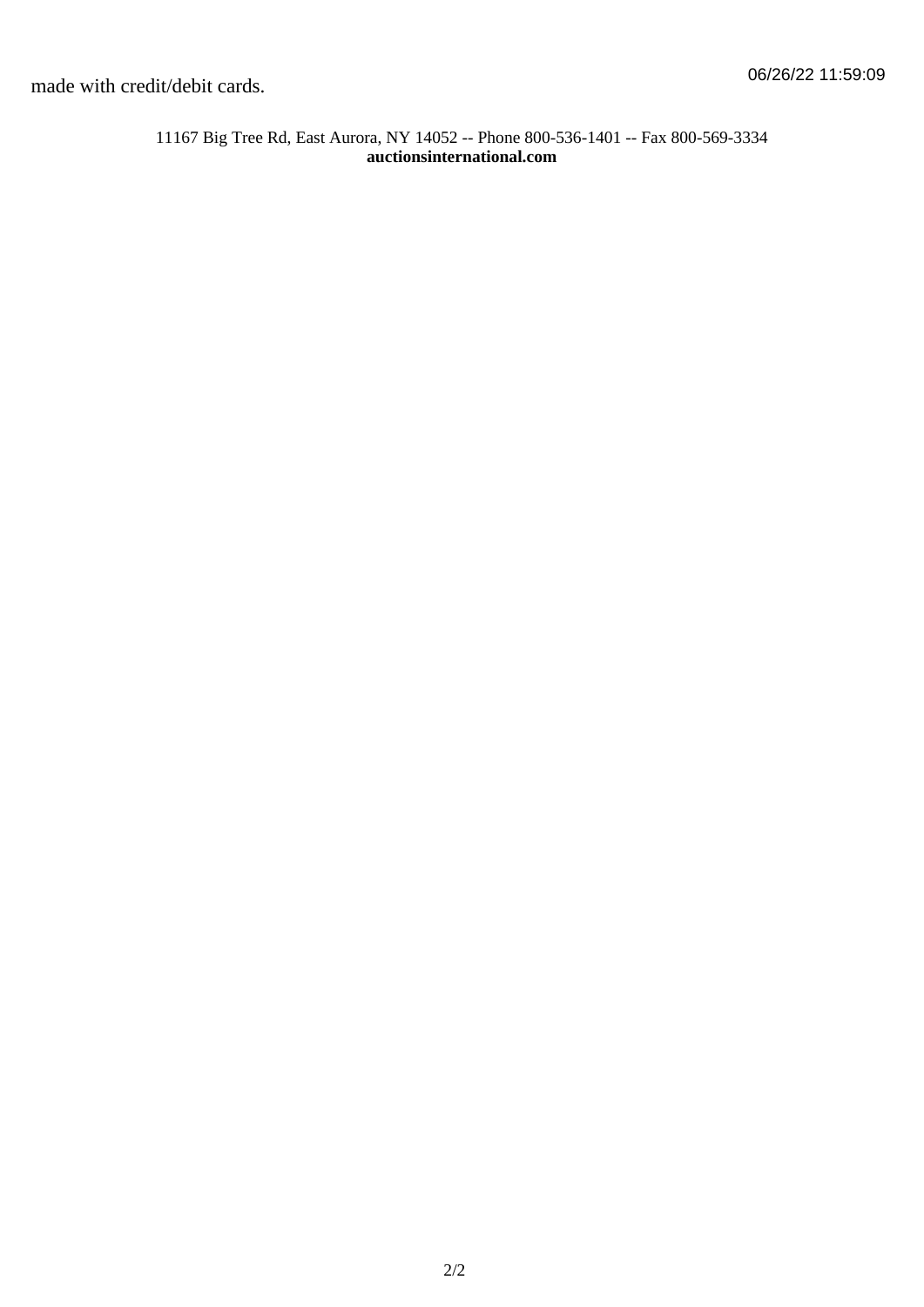made with credit/debit cards.

11167 Big Tree Rd, East Aurora, NY 14052 -- Phone 800-536-1401 -- Fax 800-569-3334
**auctionsinternational.com**